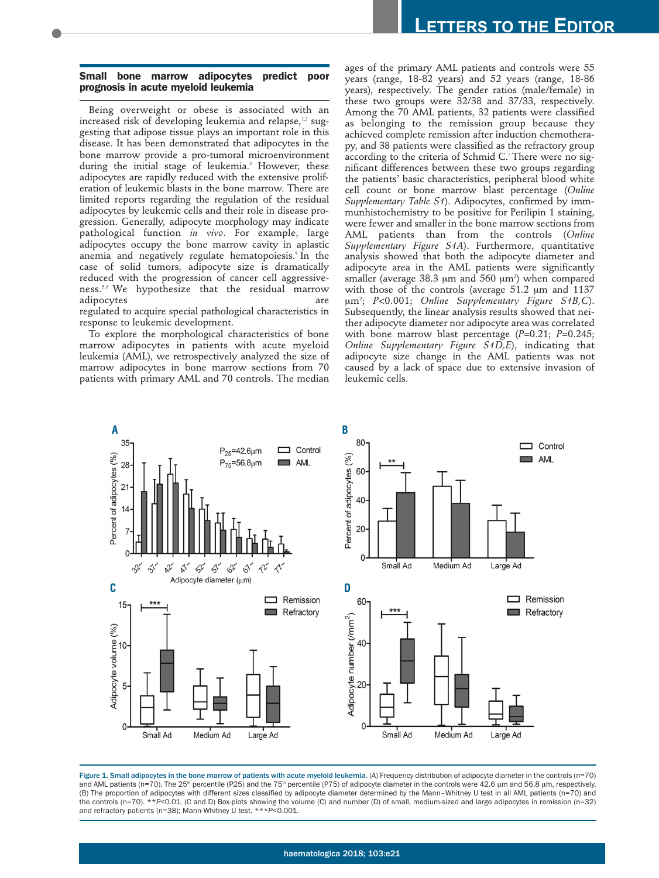## Small bone marrow adipocytes predict poor prognosis in acute myeloid leukemia

Being overweight or obese is associated with an increased risk of developing leukemia and relapse,[1,2] suggesting that adipose tissue plays an important role in this disease. It has been demonstrated that adipocytes in the bone marrow provide a pro-tumoral microenvironment during the initial stage of leukemia.[3] However, these adipocytes are rapidly reduced with the extensive proliferation of leukemic blasts in the bone marrow. There are limited reports regarding the regulation of the residual adipocytes by leukemic cells and their role in disease progression. Generally, adipocyte morphology may indicate pathological function *in vivo*. For example, large adipocytes occupy the bone marrow cavity in aplastic anemia and negatively regulate hematopoiesis.[4] In the case of solid tumors, adipocyte size is dramatically reduced with the progression of cancer cell aggressiveness.[5,6] We hypothesize that the residual marrow adipocytes are regulated to acquire special pathological characteristics in response to leukemic development.

To explore the morphological characteristics of bone marrow adipocytes in patients with acute myeloid leukemia (AML), we retrospectively analyzed the size of marrow adipocytes in bone marrow sections from 70 patients with primary AML and 70 controls. The median ages of the primary AML patients and controls were 55 years (range, 18-82 years) and 52 years (range, 18-86 years), respectively. The gender ratios (male/female) in these two groups were 32/38 and 37/33, respectively. Among the 70 AML patients, 32 patients were classified as belonging to the remission group because they achieved complete remission after induction chemotherapy, and 38 patients were classified as the refractory group according to the criteria of Schmid C.[7] There were no significant differences between these two groups regarding the patients' basic characteristics, peripheral blood white cell count or bone marrow blast percentage (*Online Supplementary Table S1*). Adipocytes, confirmed by immunhistochemistry to be positive for Perilipin 1 staining, were fewer and smaller in the bone marrow sections from AML patients than from the controls (*Online Supplementary Figure S1A*). Furthermore, quantitative analysis showed that both the adipocyte diameter and adipocyte area in the AML patients were significantly smaller (average 38.3 μm and 560 μm²) when compared with those of the controls (average 51.2 μm and 1137 μm²; $P$<0.001; *Online Supplementary Figure S1B,C*). Subsequently, the linear analysis results showed that neither adipocyte diameter nor adipocyte area was correlated with bone marrow blast percentage ($P$=0.21; $P$=0.245; *Online Supplementary Figure S1D,E*), indicating that adipocyte size change in the AML patients was not caused by a lack of space due to extensive invasion of leukemic cells.

**Figure 1. Small adipocytes in the bone marrow of patients with acute myeloid leukemia.** (A) Frequency distribution of adipocyte diameter in the controls (n=70) and AML patients (n=70). The 25th percentile (P25) and the 75th percentile (P75) of adipocyte diameter in the controls were 42.6 μm and 56.8 μm, respectively. (B) The proportion of adipocytes with different sizes classified by adipocyte diameter determined by the Mann–Whitney U test in all AML patients (n=70) and the controls (n=70). \*\*$P$<0.01. (C and D) Box-plots showing the volume (C) and number (D) of small, medium-sized and large adipocytes in remission (n=32) and refractory patients (n=38); Mann-Whitney U test. \*\*\*$P$<0.001.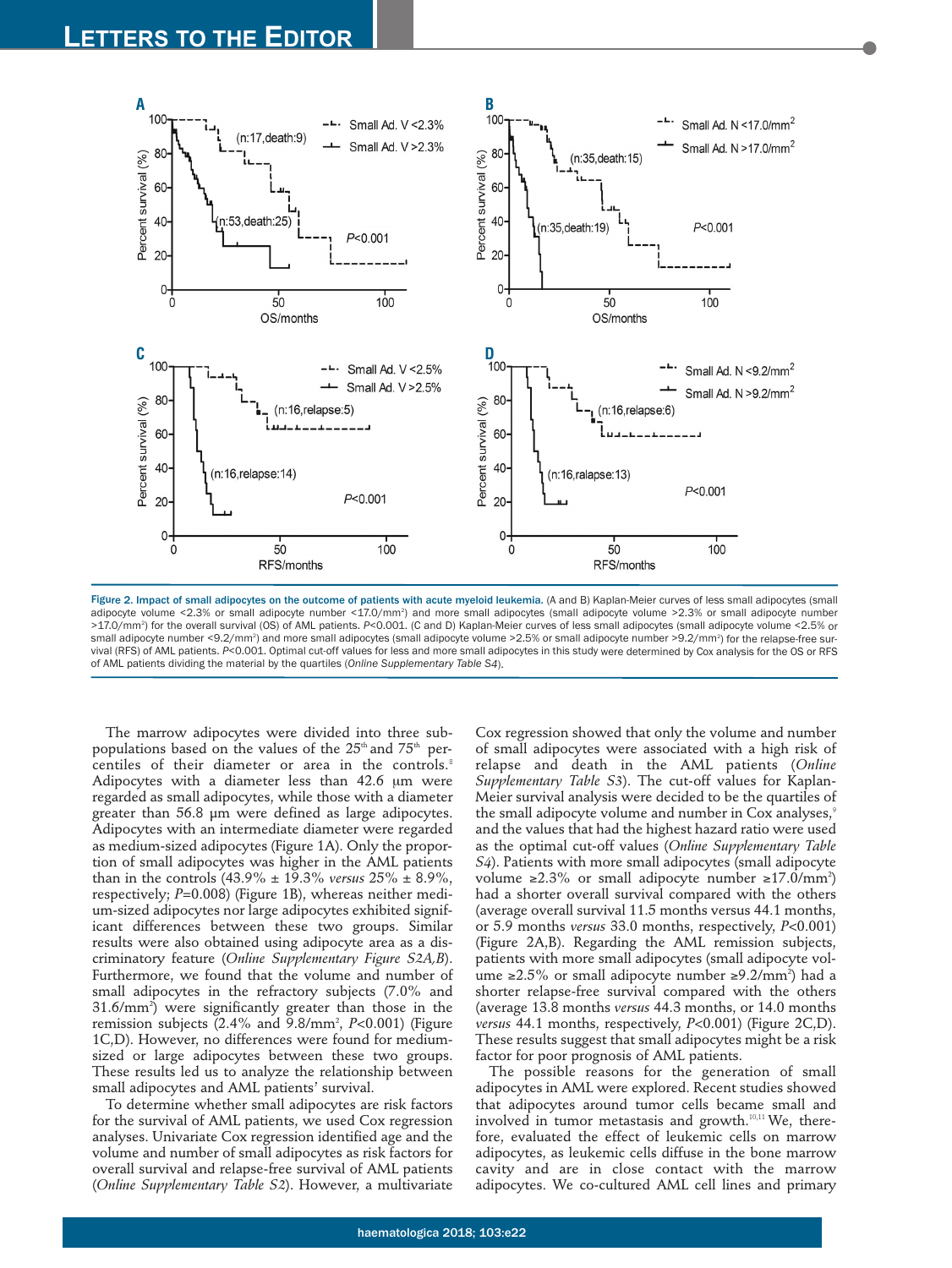Figure 2. Impact of small adipocytes on the outcome of patients with acute myeloid leukemia. (A and B) Kaplan-Meier curves of less small adipocytes (small adipocyte volume <2.3% or small adipocyte number <17.0/mm$^2$) and more small adipocytes (small adipocyte volume >2.3% or small adipocyte number >17.0/mm$^2$) for the overall survival (OS) of AML patients. *P*<0.001. (C and D) Kaplan-Meier curves of less small adipocytes (small adipocyte volume <2.5% or small adipocyte number <9.2/mm$^2$) and more small adipocytes (small adipocyte volume >2.5% or small adipocyte number >9.2/mm$^2$) for the relapse-free survival (RFS) of AML patients. *P*<0.001. Optimal cut-off values for less and more small adipocytes in this study were determined by Cox analysis for the OS or RFS of AML patients dividing the material by the quartiles (*Online Supplementary Table S4*).

The marrow adipocytes were divided into three subpopulations based on the values of the 25th and 75th percentiles of their diameter or area in the controls.[8] Adipocytes with a diameter less than 42.6 μm were regarded as small adipocytes, while those with a diameter greater than 56.8 μm were defined as large adipocytes. Adipocytes with an intermediate diameter were regarded as medium-sized adipocytes (Figure 1A). Only the proportion of small adipocytes was higher in the AML patients than in the controls (43.9% ± 19.3% *versus* 25% ± 8.9%, respectively; *P*=0.008) (Figure 1B), whereas neither medium-sized adipocytes nor large adipocytes exhibited significant differences between these two groups. Similar results were also obtained using adipocyte area as a discriminatory feature (*Online Supplementary Figure S2A,B*). Furthermore, we found that the volume and number of small adipocytes in the refractory subjects (7.0% and 31.6/mm$^2$) were significantly greater than those in the remission subjects (2.4% and 9.8/mm$^2$, *P*<0.001) (Figure 1C,D). However, no differences were found for medium-sized or large adipocytes between these two groups. These results led us to analyze the relationship between small adipocytes and AML patients' survival.

To determine whether small adipocytes are risk factors for the survival of AML patients, we used Cox regression analyses. Univariate Cox regression identified age and the volume and number of small adipocytes as risk factors for overall survival and relapse-free survival of AML patients (*Online Supplementary Table S2*). However, a multivariate Cox regression showed that only the volume and number of small adipocytes were associated with a high risk of relapse and death in the AML patients (*Online Supplementary Table S3*). The cut-off values for Kaplan-Meier survival analysis were decided to be the quartiles of the small adipocyte volume and number in Cox analyses,[9] and the values that had the highest hazard ratio were used as the optimal cut-off values (*Online Supplementary Table S4*). Patients with more small adipocytes (small adipocyte volume ≥2.3% or small adipocyte number ≥17.0/mm$^2$) had a shorter overall survival compared with the others (average overall survival 11.5 months versus 44.1 months, or 5.9 months *versus* 33.0 months, respectively, *P*<0.001) (Figure 2A,B). Regarding the AML remission subjects, patients with more small adipocytes (small adipocyte volume ≥2.5% or small adipocyte number ≥9.2/mm$^2$) had a shorter relapse-free survival compared with the others (average 13.8 months *versus* 44.3 months, or 14.0 months *versus* 44.1 months, respectively, *P*<0.001) (Figure 2C,D). These results suggest that small adipocytes might be a risk factor for poor prognosis of AML patients.

The possible reasons for the generation of small adipocytes in AML were explored. Recent studies showed that adipocytes around tumor cells became small and involved in tumor metastasis and growth.[10,11] We, therefore, evaluated the effect of leukemic cells on marrow adipocytes, as leukemic cells diffuse in the bone marrow cavity and are in close contact with the marrow adipocytes. We co-cultured AML cell lines and primary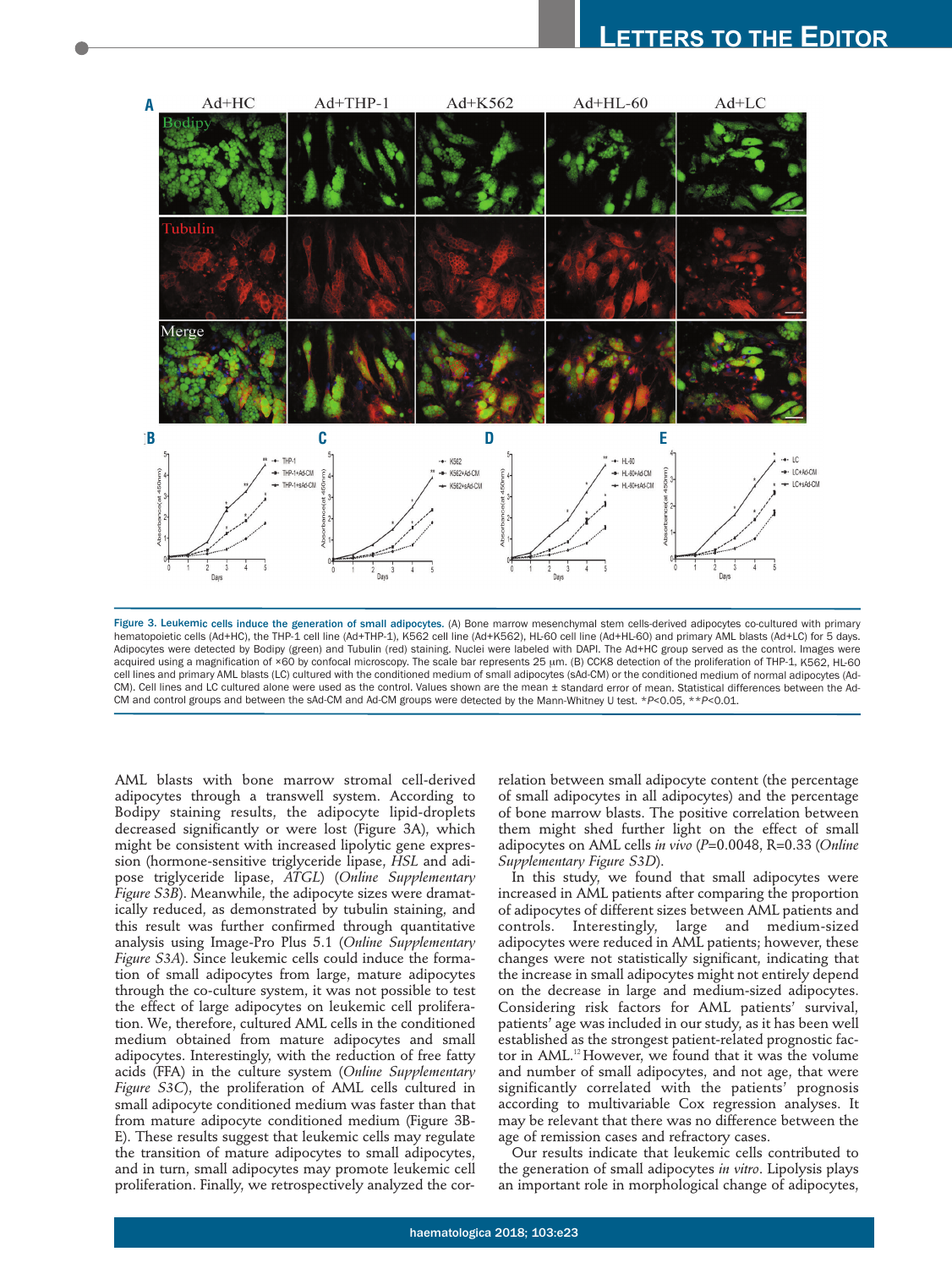Figure 3. Leukemic cells induce the generation of small adipocytes. (A) Bone marrow mesenchymal stem cells-derived adipocytes co-cultured with primary hematopoietic cells (Ad+HC), the THP-1 cell line (Ad+THP-1), K562 cell line (Ad+K562), HL-60 cell line (Ad+HL-60) and primary AML blasts (Ad+LC) for 5 days. Adipocytes were detected by Bodipy (green) and Tubulin (red) staining. Nuclei were labeled with DAPI. The Ad+HC group served as the control. Images were acquired using a magnification of ×60 by confocal microscopy. The scale bar represents 25 μm. (B) CCK8 detection of the proliferation of THP-1, K562, HL-60 cell lines and primary AML blasts (LC) cultured with the conditioned medium of small adipocytes (sAd-CM) or the conditioned medium of normal adipocytes (Ad-CM). Cell lines and LC cultured alone were used as the control. Values shown are the mean ± standard error of mean. Statistical differences between the Ad-CM and control groups and between the sAd-CM and Ad-CM groups were detected by the Mann-Whitney U test. \*$P$<0.05, \*\*$P$<0.01.

AML blasts with bone marrow stromal cell-derived adipocytes through a transwell system. According to Bodipy staining results, the adipocyte lipid-droplets decreased significantly or were lost (Figure 3A), which might be consistent with increased lipolytic gene expression (hormone-sensitive triglyceride lipase, *HSL* and adipose triglyceride lipase, *ATGL*) (*Online Supplementary Figure S3B*). Meanwhile, the adipocyte sizes were dramatically reduced, as demonstrated by tubulin staining, and this result was further confirmed through quantitative analysis using Image-Pro Plus 5.1 (*Online Supplementary Figure S3A*). Since leukemic cells could induce the formation of small adipocytes from large, mature adipocytes through the co-culture system, it was not possible to test the effect of large adipocytes on leukemic cell proliferation. We, therefore, cultured AML cells in the conditioned medium obtained from mature adipocytes and small adipocytes. Interestingly, with the reduction of free fatty acids (FFA) in the culture system (*Online Supplementary Figure S3C*), the proliferation of AML cells cultured in small adipocyte conditioned medium was faster than that from mature adipocyte conditioned medium (Figure 3B-E). These results suggest that leukemic cells may regulate the transition of mature adipocytes to small adipocytes, and in turn, small adipocytes may promote leukemic cell proliferation. Finally, we retrospectively analyzed the correlation between small adipocyte content (the percentage of small adipocytes in all adipocytes) and the percentage of bone marrow blasts. The positive correlation between them might shed further light on the effect of small adipocytes on AML cells *in vivo* ($P$=0.0048, R=0.33 (*Online Supplementary Figure S3D*).

In this study, we found that small adipocytes were increased in AML patients after comparing the proportion of adipocytes of different sizes between AML patients and controls. Interestingly, large and medium-sized adipocytes were reduced in AML patients; however, these changes were not statistically significant, indicating that the increase in small adipocytes might not entirely depend on the decrease in large and medium-sized adipocytes. Considering risk factors for AML patients' survival, patients' age was included in our study, as it has been well established as the strongest patient-related prognostic factor in AML.[12] However, we found that it was the volume and number of small adipocytes, and not age, that were significantly correlated with the patients' prognosis according to multivariable Cox regression analyses. It may be relevant that there was no difference between the age of remission cases and refractory cases.

Our results indicate that leukemic cells contributed to the generation of small adipocytes *in vitro*. Lipolysis plays an important role in morphological change of adipocytes,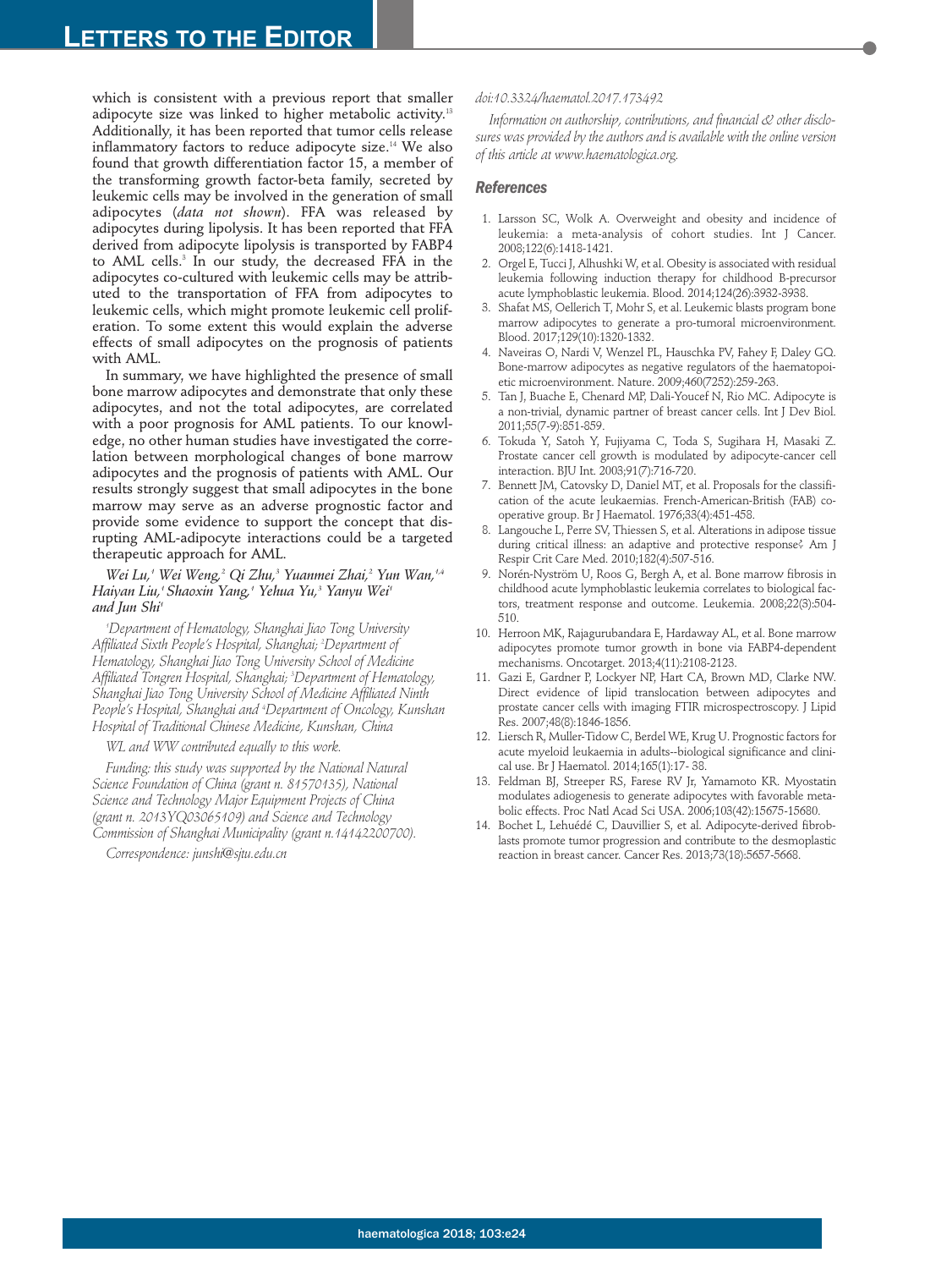which is consistent with a previous report that smaller adipocyte size was linked to higher metabolic activity.[13] Additionally, it has been reported that tumor cells release inflammatory factors to reduce adipocyte size.[14] We also found that growth differentiation factor 15, a member of the transforming growth factor-beta family, secreted by leukemic cells may be involved in the generation of small adipocytes (*data not shown*). FFA was released by adipocytes during lipolysis. It has been reported that FFA derived from adipocyte lipolysis is transported by FABP4 to AML cells.[3] In our study, the decreased FFA in the adipocytes co-cultured with leukemic cells may be attributed to the transportation of FFA from adipocytes to leukemic cells, which might promote leukemic cell proliferation. To some extent this would explain the adverse effects of small adipocytes on the prognosis of patients with AML.

In summary, we have highlighted the presence of small bone marrow adipocytes and demonstrate that only these adipocytes, and not the total adipocytes, are correlated with a poor prognosis for AML patients. To our knowledge, no other human studies have investigated the correlation between morphological changes of bone marrow adipocytes and the prognosis of patients with AML. Our results strongly suggest that small adipocytes in the bone marrow may serve as an adverse prognostic factor and provide some evidence to support the concept that disrupting AML-adipocyte interactions could be a targeted therapeutic approach for AML.

***Wei Lu,[1] Wei Weng,[2] Qi Zhu,[3] Yuanmei Zhai,[2] Yun Wan,[1,4] Haiyan Liu,[1] Shaoxin Yang,[1] Yehua Yu,[3] Yanyu Wei[1] and Jun Shi[1]***

*[1]Department of Hematology, Shanghai Jiao Tong University Affiliated Sixth People's Hospital, Shanghai; [2]Department of Hematology, Shanghai Jiao Tong University School of Medicine Affiliated Tongren Hospital, Shanghai; [3]Department of Hematology, Shanghai Jiao Tong University School of Medicine Affiliated Ninth People's Hospital, Shanghai and [4]Department of Oncology, Kunshan Hospital of Traditional Chinese Medicine, Kunshan, China*

*WL and WW contributed equally to this work.*

*Funding: this study was supported by the National Natural Science Foundation of China (grant n. 81570135), National Science and Technology Major Equipment Projects of China (grant n. 2013YQ03065109) and Science and Technology Commission of Shanghai Municipality (grant n.14142200700).*

*Correspondence: junshi@sjtu.edu.cn*

*doi:10.3324/haematol.2017.173492*

*Information on authorship, contributions, and financial & other disclosures was provided by the authors and is available with the online version of this article at www.haematologica.org.*

## References

1. Larsson SC, Wolk A. Overweight and obesity and incidence of leukemia: a meta-analysis of cohort studies. Int J Cancer. 2008;122(6):1418-1421.
2. Orgel E, Tucci J, Alhushki W, et al. Obesity is associated with residual leukemia following induction therapy for childhood B-precursor acute lymphoblastic leukemia. Blood. 2014;124(26):3932-3938.
3. Shafat MS, Oellerich T, Mohr S, et al. Leukemic blasts program bone marrow adipocytes to generate a pro-tumoral microenvironment. Blood. 2017;129(10):1320-1332.
4. Naveiras O, Nardi V, Wenzel PL, Hauschka PV, Fahey F, Daley GQ. Bone-marrow adipocytes as negative regulators of the haematopoietic microenvironment. Nature. 2009;460(7252):259-263.
5. Tan J, Buache E, Chenard MP, Dali-Youcef N, Rio MC. Adipocyte is a non-trivial, dynamic partner of breast cancer cells. Int J Dev Biol. 2011;55(7-9):851-859.
6. Tokuda Y, Satoh Y, Fujiyama C, Toda S, Sugihara H, Masaki Z. Prostate cancer cell growth is modulated by adipocyte-cancer cell interaction. BJU Int. 2003;91(7):716-720.
7. Bennett JM, Catovsky D, Daniel MT, et al. Proposals for the classification of the acute leukaemias. French-American-British (FAB) co-operative group. Br J Haematol. 1976;33(4):451-458.
8. Langouche L, Perre SV, Thiessen S, et al. Alterations in adipose tissue during critical illness: an adaptive and protective response? Am J Respir Crit Care Med. 2010;182(4):507-516.
9. Norén-Nyström U, Roos G, Bergh A, et al. Bone marrow fibrosis in childhood acute lymphoblastic leukemia correlates to biological factors, treatment response and outcome. Leukemia. 2008;22(3):504-510.
10. Herroon MK, Rajagurubandara E, Hardaway AL, et al. Bone marrow adipocytes promote tumor growth in bone via FABP4-dependent mechanisms. Oncotarget. 2013;4(11):2108-2123.
11. Gazi E, Gardner P, Lockyer NP, Hart CA, Brown MD, Clarke NW. Direct evidence of lipid translocation between adipocytes and prostate cancer cells with imaging FTIR microspectroscopy. J Lipid Res. 2007;48(8):1846-1856.
12. Liersch R, Muller-Tidow C, Berdel WE, Krug U. Prognostic factors for acute myeloid leukaemia in adults--biological significance and clinical use. Br J Haematol. 2014;165(1):17- 38.
13. Feldman BJ, Streeper RS, Farese RV Jr, Yamamoto KR. Myostatin modulates adiogenesis to generate adipocytes with favorable metabolic effects. Proc Natl Acad Sci USA. 2006;103(42):15675-15680.
14. Bochet L, Lehuédé C, Dauvillier S, et al. Adipocyte-derived fibroblasts promote tumor progression and contribute to the desmoplastic reaction in breast cancer. Cancer Res. 2013;73(18):5657-5668.